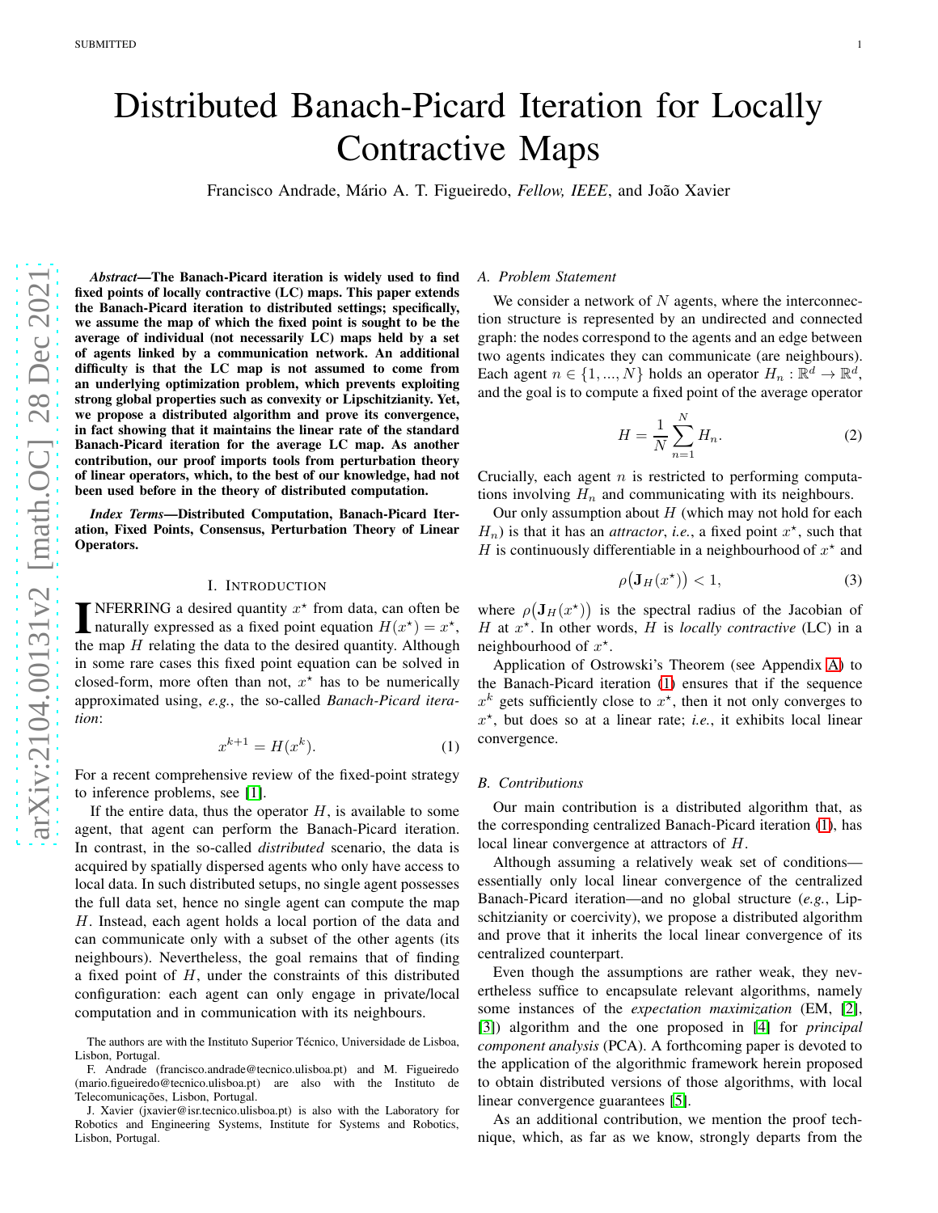# Distributed Banach-Picard Iteration for Locally Contractive Maps

Francisco Andrade, Mário A. T. Figueiredo, *Fellow, IEEE*, and João Xavier

***Abstract*—The Banach-Picard iteration is widely used to find fixed points of locally contractive (LC) maps. This paper extends the Banach-Picard iteration to distributed settings; specifically, we assume the map of which the fixed point is sought to be the average of individual (not necessarily LC) maps held by a set of agents linked by a communication network. An additional difficulty is that the LC map is not assumed to come from an underlying optimization problem, which prevents exploiting strong global properties such as convexity or Lipschitzianity. Yet, we propose a distributed algorithm and prove its convergence, in fact showing that it maintains the linear rate of the standard Banach-Picard iteration for the average LC map. As another contribution, our proof imports tools from perturbation theory of linear operators, which, to the best of our knowledge, had not been used before in the theory of distributed computation.**

***Index Terms*—Distributed Computation, Banach-Picard Iteration, Fixed Points, Consensus, Perturbation Theory of Linear Operators.**

## I. Introduction

Inferring a desired quantity $x^\star$ from data, can often be naturally expressed as a fixed point equation $H(x^\star) = x^\star$, the map $H$ relating the data to the desired quantity. Although in some rare cases this fixed point equation can be solved in closed-form, more often than not, $x^\star$ has to be numerically approximated using, *e.g.*, the so-called *Banach-Picard iteration*:

$$x^{k+1} = H(x^k). \tag{1}$$

For a recent comprehensive review of the fixed-point strategy to inference problems, see [1].

If the entire data, thus the operator $H$, is available to some agent, that agent can perform the Banach-Picard iteration. In contrast, in the so-called *distributed* scenario, the data is acquired by spatially dispersed agents who only have access to local data. In such distributed setups, no single agent possesses the full data set, hence no single agent can compute the map $H$. Instead, each agent holds a local portion of the data and can communicate only with a subset of the other agents (its neighbours). Nevertheless, the goal remains that of finding a fixed point of $H$, under the constraints of this distributed configuration: each agent can only engage in private/local computation and in communication with its neighbours.

The authors are with the Instituto Superior Técnico, Universidade de Lisboa, Lisbon, Portugal.

F. Andrade (francisco.andrade@tecnico.ulisboa.pt) and M. Figueiredo (mario.figueiredo@tecnico.ulisboa.pt) are also with the Instituto de Telecomunicações, Lisbon, Portugal.

J. Xavier (jxavier@isr.tecnico.ulisboa.pt) is also with the Laboratory for Robotics and Engineering Systems, Institute for Systems and Robotics, Lisbon, Portugal.

### A. Problem Statement

We consider a network of $N$ agents, where the interconnection structure is represented by an undirected and connected graph: the nodes correspond to the agents and an edge between two agents indicates they can communicate (are neighbours). Each agent $n \in \{1, ..., N\}$ holds an operator $H_n : \mathbb{R}^d \to \mathbb{R}^d$, and the goal is to compute a fixed point of the average operator

$$H = \frac{1}{N}\sum_{n=1}^{N} H_n. \tag{2}$$

Crucially, each agent $n$ is restricted to performing computations involving $H_n$ and communicating with its neighbours.

Our only assumption about $H$ (which may not hold for each $H_n$) is that it has an *attractor*, *i.e.*, a fixed point $x^\star$, such that $H$ is continuously differentiable in a neighbourhood of $x^\star$ and

$$\rho\big(\mathbf{J}_H(x^\star)\big) < 1, \tag{3}$$

where $\rho\big(\mathbf{J}_H(x^\star)\big)$ is the spectral radius of the Jacobian of $H$ at $x^\star$. In other words, $H$ is *locally contractive* (LC) in a neighbourhood of $x^\star$.

Application of Ostrowski's Theorem (see Appendix A) to the Banach-Picard iteration (1) ensures that if the sequence $x^k$ gets sufficiently close to $x^\star$, then it not only converges to $x^\star$, but does so at a linear rate; *i.e.*, it exhibits local linear convergence.

### B. Contributions

Our main contribution is a distributed algorithm that, as the corresponding centralized Banach-Picard iteration (1), has local linear convergence at attractors of $H$.

Although assuming a relatively weak set of conditions—essentially only local linear convergence of the centralized Banach-Picard iteration—and no global structure (*e.g.*, Lipschitzianity or coercivity), we propose a distributed algorithm and prove that it inherits the local linear convergence of its centralized counterpart.

Even though the assumptions are rather weak, they nevertheless suffice to encapsulate relevant algorithms, namely some instances of the *expectation maximization* (EM, [2], [3]) algorithm and the one proposed in [4] for *principal component analysis* (PCA). A forthcoming paper is devoted to the application of the algorithmic framework herein proposed to obtain distributed versions of those algorithms, with local linear convergence guarantees [5].

As an additional contribution, we mention the proof technique, which, as far as we know, strongly departs from the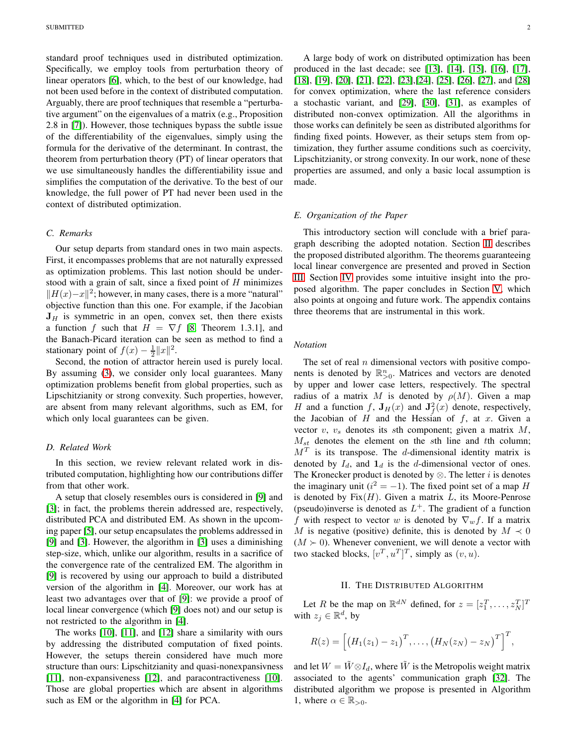standard proof techniques used in distributed optimization. Specifically, we employ tools from perturbation theory of linear operators [6], which, to the best of our knowledge, had not been used before in the context of distributed computation. Arguably, there are proof techniques that resemble a "perturbative argument" on the eigenvalues of a matrix (e.g., Proposition 2.8 in [7]). However, those techniques bypass the subtle issue of the differentiability of the eigenvalues, simply using the formula for the derivative of the determinant. In contrast, the theorem from perturbation theory (PT) of linear operators that we use simultaneously handles the differentiability issue and simplifies the computation of the derivative. To the best of our knowledge, the full power of PT had never been used in the context of distributed optimization.

### C. Remarks

Our setup departs from standard ones in two main aspects. First, it encompasses problems that are not naturally expressed as optimization problems. This last notion should be understood with a grain of salt, since a fixed point of $H$ minimizes $\|H(x)-x\|^2$; however, in many cases, there is a more "natural" objective function than this one. For example, if the Jacobian $\mathbf{J}_H$ is symmetric in an open, convex set, then there exists a function $f$ such that $H = \nabla f$ [8, Theorem 1.3.1], and the Banach-Picard iteration can be seen as method to find a stationary point of $f(x) - \frac{1}{2}\|x\|^2$.

Second, the notion of attractor herein used is purely local. By assuming (3), we consider only local guarantees. Many optimization problems benefit from global properties, such as Lipschitzianity or strong convexity. Such properties, however, are absent from many relevant algorithms, such as EM, for which only local guarantees can be given.

### D. Related Work

In this section, we review relevant related work in distributed computation, highlighting how our contributions differ from that other work.

A setup that closely resembles ours is considered in [9] and [3]; in fact, the problems therein addressed are, respectively, distributed PCA and distributed EM. As shown in the upcoming paper [5], our setup encapsulates the problems addressed in [9] and [3]. However, the algorithm in [3] uses a diminishing step-size, which, unlike our algorithm, results in a sacrifice of the convergence rate of the centralized EM. The algorithm in [9] is recovered by using our approach to build a distributed version of the algorithm in [4]. Moreover, our work has at least two advantages over that of [9]: we provide a proof of local linear convergence (which [9] does not) and our setup is not restricted to the algorithm in [4].

The works [10], [11], and [12] share a similarity with ours by addressing the distributed computation of fixed points. However, the setups therein considered have much more structure than ours: Lipschitzianity and quasi-nonexpansivness [11], non-expansiveness [12], and paracontractiveness [10]. Those are global properties which are absent in algorithms such as EM or the algorithm in [4] for PCA.

A large body of work on distributed optimization has been produced in the last decade; see [13], [14], [15], [16], [17], [18], [19], [20], [21], [22], [23],[24], [25], [26], [27], and [28] for convex optimization, where the last reference considers a stochastic variant, and [29], [30], [31], as examples of distributed non-convex optimization. All the algorithms in those works can definitely be seen as distributed algorithms for finding fixed points. However, as their setups stem from optimization, they further assume conditions such as coercivity, Lipschitzianity, or strong convexity. In our work, none of these properties are assumed, and only a basic local assumption is made.

### E. Organization of the Paper

This introductory section will conclude with a brief paragraph describing the adopted notation. Section II describes the proposed distributed algorithm. The theorems guaranteeing local linear convergence are presented and proved in Section III. Section IV provides some intuitive insight into the proposed algorithm. The paper concludes in Section V, which also points at ongoing and future work. The appendix contains three theorems that are instrumental in this work.

### Notation

The set of real $n$ dimensional vectors with positive components is denoted by $\mathbb{R}^n_{>0}$. Matrices and vectors are denoted by upper and lower case letters, respectively. The spectral radius of a matrix $M$ is denoted by $\rho(M)$. Given a map $H$ and a function $f$, $\mathbf{J}_H(x)$ and $\mathbf{J}^2_f(x)$ denote, respectively, the Jacobian of $H$ and the Hessian of $f$, at $x$. Given a vector $v$, $v_s$ denotes its $s$th component; given a matrix $M$, $M_{st}$ denotes the element on the $s$th line and $t$th column; $M^T$ is its transpose. The $d$-dimensional identity matrix is denoted by $I_d$, and $\mathbf{1}_d$ is the $d$-dimensional vector of ones. The Kronecker product is denoted by $\otimes$. The letter $i$ is denotes the imaginary unit ($i^2 = -1$). The fixed point set of a map $H$ is denoted by $\mathrm{Fix}(H)$. Given a matrix $L$, its Moore-Penrose (pseudo)inverse is denoted as $L^+$. The gradient of a function $f$ with respect to vector $w$ is denoted by $\nabla_w f$. If a matrix $M$ is negative (positive) definite, this is denoted by $M \prec 0$ ($M \succ 0$). Whenever convenient, we will denote a vector with two stacked blocks, $[v^T, u^T]^T$, simply as $(v, u)$.

## II. The Distributed Algorithm

Let $R$ be the map on $\mathbb{R}^{dN}$ defined, for $z = [z_1^T, \ldots, z_N^T]^T$ with $z_j \in \mathbb{R}^d$, by

$$R(z) = \left[\big(H_1(z_1) - z_1\big)^T, \ldots, \big(H_N(z_N) - z_N\big)^T\right]^T,$$

and let $W = \tilde{W} \otimes I_d$, where $\tilde{W}$ is the Metropolis weight matrix associated to the agents' communication graph [32]. The distributed algorithm we propose is presented in Algorithm 1, where $\alpha \in \mathbb{R}_{>0}$.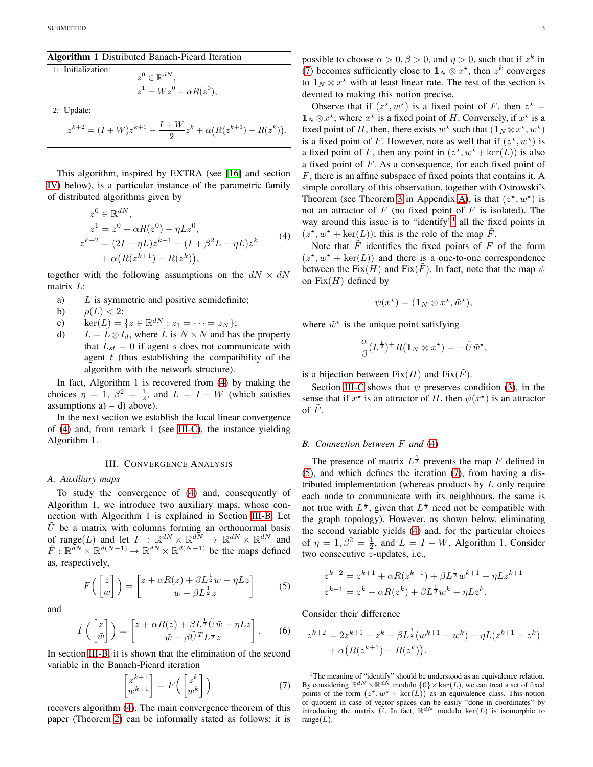**Algorithm 1** Distributed Banach-Picard Iteration

1: Initialization:

$$z^0 \in \mathbb{R}^{dN},$$
$$z^1 = Wz^0 + \alpha R(z^0),$$

2: Update:

$$z^{k+2} = (I+W)z^{k+1} - \frac{I+W}{2}z^k + \alpha\big(R(z^{k+1}) - R(z^k)\big).$$

This algorithm, inspired by EXTRA (see [16] and section IV below), is a particular instance of the parametric family of distributed algorithms given by

$$\begin{aligned}
z^0 &\in \mathbb{R}^{dN},\\
z^1 &= z^0 + \alpha R(z^0) - \eta L z^0,\\
z^{k+2} &= (2I - \eta L)z^{k+1} - (I + \beta^2 L - \eta L)z^k\\
&\quad + \alpha\big(R(z^{k+1}) - R(z^k)\big),
\end{aligned} \tag{4}$$

together with the following assumptions on the $dN \times dN$ matrix $L$:

a) $L$ is symmetric and positive semidefinite;
b) $\rho(L) < 2$;
c) $\ker(L) = \{z \in \mathbb{R}^{dN} : z_1 = \cdots = z_N\}$;
d) $L = \tilde{L} \otimes I_d$, where $\tilde{L}$ is $N \times N$ and has the property that $\tilde{L}_{st} = 0$ if agent $s$ does not communicate with agent $t$ (thus establishing the compatibility of the algorithm with the network structure).

In fact, Algorithm 1 is recovered from (4) by making the choices $\eta = 1$, $\beta^2 = \frac{1}{2}$, and $L = I - W$ (which satisfies assumptions a) – d) above).

In the next section we establish the local linear convergence of (4) and, from remark 1 (see III-C), the instance yielding Algorithm 1.

# III. Convergence Analysis

## A. Auxiliary maps

To study the convergence of (4) and, consequently of Algorithm 1, we introduce two auxiliary maps, whose connection with Algorithm 1 is explained in Section III-B. Let $\tilde{U}$ be a matrix with columns forming an orthonormal basis of range$(L)$ and let $F : \mathbb{R}^{dN} \times \mathbb{R}^{dN} \to \mathbb{R}^{dN} \times \mathbb{R}^{dN}$ and $\tilde{F} : \mathbb{R}^{dN} \times \mathbb{R}^{d(N-1)} \to \mathbb{R}^{dN} \times \mathbb{R}^{d(N-1)}$ be the maps defined as, respectively,

$$F\Big(\begin{bmatrix} z \\ w \end{bmatrix}\Big) = \begin{bmatrix} z + \alpha R(z) + \beta L^{\frac{1}{2}} w - \eta L z \\ w - \beta L^{\frac{1}{2}} z \end{bmatrix} \tag{5}$$

and

$$\tilde{F}\Big(\begin{bmatrix} z \\ \tilde{w} \end{bmatrix}\Big) = \begin{bmatrix} z + \alpha R(z) + \beta L^{\frac{1}{2}} \tilde{U} \tilde{w} - \eta L z \\ \tilde{w} - \beta \tilde{U}^T L^{\frac{1}{2}} z \end{bmatrix}. \tag{6}$$

In section III-B, it is shown that the elimination of the second variable in the Banach-Picard iteration

$$\begin{bmatrix} z^{k+1} \\ w^{k+1} \end{bmatrix} = F\Big(\begin{bmatrix} z^k \\ w^k \end{bmatrix}\Big) \tag{7}$$

recovers algorithm (4). The main convergence theorem of this paper (Theorem 2) can be informally stated as follows: it is possible to choose $\alpha > 0, \beta > 0$, and $\eta > 0$, such that if $z^k$ in (7) becomes sufficiently close to $\mathbf{1}_N \otimes x^\star$, then $z^k$ converges to $\mathbf{1}_N \otimes x^\star$ with at least linear rate. The rest of the section is devoted to making this notion precise.

Observe that if $(z^\star, w^\star)$ is a fixed point of $F$, then $z^\star = \mathbf{1}_N \otimes x^\star$, where $x^\star$ is a fixed point of $H$. Conversely, if $x^\star$ is a fixed point of $H$, then, there exists $w^\star$ such that $(\mathbf{1}_N \otimes x^\star, w^\star)$ is a fixed point of $F$. However, note as well that if $(z^\star, w^\star)$ is a fixed point of $F$, then any point in $(z^\star, w^\star + \ker(L))$ is also a fixed point of $F$. As a consequence, for each fixed point of $F$, there is an affine subspace of fixed points that contains it. A simple corollary of this observation, together with Ostrowski's Theorem (see Theorem 3 in Appendix A), is that $(z^\star, w^\star)$ is not an attractor of $F$ (no fixed point of $F$ is isolated). The way around this issue is to "identify"[1] all the fixed points in $(z^\star, w^\star + \ker(L))$; this is the role of the map $\tilde{F}$.

Note that $\tilde{F}$ identifies the fixed points of $F$ of the form $(z^\star, w^\star + \ker(L))$ and there is a one-to-one correspondence between the Fix$(H)$ and Fix$(\tilde{F})$. In fact, note that the map $\psi$ on Fix$(H)$ defined by

$$\psi(x^\star) = (\mathbf{1}_N \otimes x^\star, \tilde{w}^\star),$$

where $\tilde{w}^\star$ is the unique point satisfying

$$\frac{\alpha}{\beta}(L^{\frac{1}{2}})^+ R(\mathbf{1}_N \otimes x^\star) = -\tilde{U}\tilde{w}^\star,$$

is a bijection between Fix$(H)$ and Fix$(\tilde{F})$.

Section III-C shows that $\psi$ preserves condition (3), in the sense that if $x^\star$ is an attractor of $H$, then $\psi(x^\star)$ is an attractor of $\tilde{F}$.

## B. Connection between $F$ and (4)

The presence of matrix $L^{\frac{1}{2}}$ prevents the map $F$ defined in (5), and which defines the iteration (7), from having a distributed implementation (whereas products by $L$ only require each node to communicate with its neighbours, the same is not true with $L^{\frac{1}{2}}$, given that $L^{\frac{1}{2}}$ need not be compatible with the graph topology). However, as shown below, eliminating the second variable yields (4) and, for the particular choices of $\eta = 1, \beta^2 = \frac{1}{2}$, and $L = I - W$, Algorithm 1. Consider two consecutive $z$-updates, i.e.,

$$z^{k+2} = z^{k+1} + \alpha R(z^{k+1}) + \beta L^{\frac{1}{2}} w^{k+1} - \eta L z^{k+1}$$
$$z^{k+1} = z^k + \alpha R(z^k) + \beta L^{\frac{1}{2}} w^k - \eta L z^k.$$

Consider their difference

$$\begin{aligned}
z^{k+2} &= 2z^{k+1} - z^k + \beta L^{\frac{1}{2}}(w^{k+1} - w^k) - \eta L(z^{k+1} - z^k)\\
&\quad + \alpha\big(R(z^{k+1}) - R(z^k)\big).
\end{aligned}$$

[1] The meaning of "identify" should be understood as an equivalence relation. By considering $\mathbb{R}^{dN} \times \mathbb{R}^{dN}$ modulo $\{0\} \times \ker(L)$, we can treat a set of fixed points of the form $(z^\star, w^\star + \ker(L))$ as an equivalence class. This notion of quotient in case of vector spaces can be easily "done in coordinates" by introducing the matrix $\tilde{U}$. In fact, $\mathbb{R}^{dN}$ modulo $\ker(L)$ is isomorphic to range$(L)$.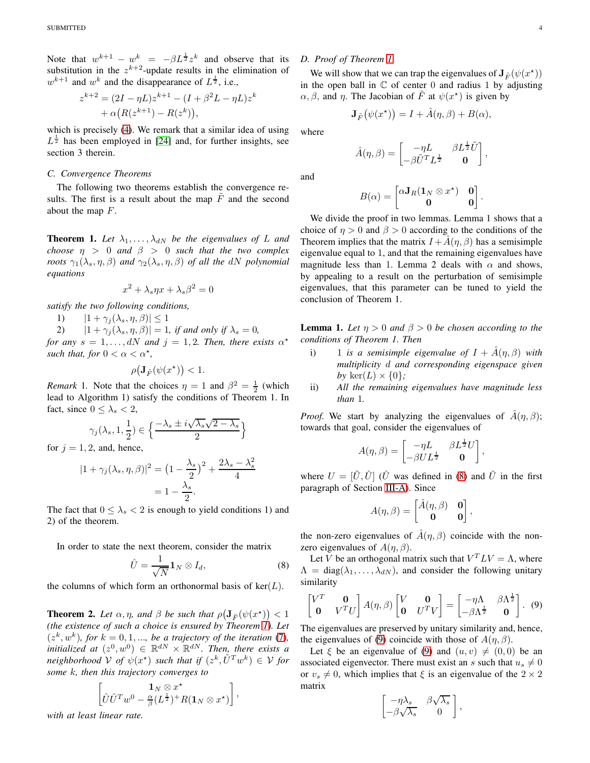Note that $w^{k+1} - w^k = -\beta L^{\frac{1}{2}} z^k$ and observe that its substitution in the $z^{k+2}$-update results in the elimination of $w^{k+1}$ and $w^k$ and the disappearance of $L^{\frac{1}{2}}$, i.e.,

$$z^{k+2} = (2I - \eta L)z^{k+1} - (I + \beta^2 L - \eta L)z^k + \alpha\big(R(z^{k+1}) - R(z^k)\big),$$

which is precisely (4). We remark that a similar idea of using $L^{\frac{1}{2}}$ has been employed in [24] and, for further insights, see section 3 therein.

### C. Convergence Theorems

The following two theorems establish the convergence results. The first is a result about the map $\tilde{F}$ and the second about the map $F$.

**Theorem 1.** *Let $\lambda_1, \ldots, \lambda_{dN}$ be the eigenvalues of $L$ and choose $\eta > 0$ and $\beta > 0$ such that the two complex roots $\gamma_1(\lambda_s, \eta, \beta)$ and $\gamma_2(\lambda_s, \eta, \beta)$ of all the $dN$ polynomial equations*

$$x^2 + \lambda_s \eta x + \lambda_s \beta^2 = 0$$

*satisfy the two following conditions,*

1) $|1 + \gamma_j(\lambda_s, \eta, \beta)| \leq 1$
2) $|1 + \gamma_j(\lambda_s, \eta, \beta)| = 1$*, if and only if* $\lambda_s = 0$*,*

*for any $s = 1, \ldots, dN$ and $j = 1, 2$. Then, there exists $\alpha^\star$ such that, for $0 < \alpha < \alpha^\star$,*

$$\rho\big(\mathbf{J}_{\tilde{F}}(\psi(x^\star)\big) < 1.$$

*Remark* 1. Note that the choices $\eta = 1$ and $\beta^2 = \frac{1}{2}$ (which lead to Algorithm 1) satisfy the conditions of Theorem 1. In fact, since $0 \leq \lambda_s < 2$,

$$\gamma_j(\lambda_s, 1, \tfrac{1}{2}) \in \Big\{ \frac{-\lambda_s \pm i\sqrt{\lambda_s}\sqrt{2 - \lambda_s}}{2} \Big\}$$

for $j = 1, 2$ and, hence,

$$|1 + \gamma_j(\lambda_s, \eta, \beta)|^2 = \big(1 - \frac{\lambda_s}{2}\big)^2 + \frac{2\lambda_s - \lambda_s^2}{4} = 1 - \frac{\lambda_s}{2}.$$

The fact that $0 \leq \lambda_s < 2$ is enough to yield conditions 1) and 2) of the theorem.

In order to state the next theorem, consider the matrix

$$\hat{U} = \frac{1}{\sqrt{N}} \mathbf{1}_N \otimes I_d, \tag{8}$$

the columns of which form an orthonormal basis of $\ker(L)$.

**Theorem 2.** *Let $\alpha, \eta$, and $\beta$ be such that $\rho\big(\mathbf{J}_{\tilde{F}}(\psi(x^\star)\big) < 1$ (the existence of such a choice is ensured by Theorem 1). Let $(z^k, w^k)$, for $k = 0, 1, ...,$ be a trajectory of the iteration (7), initialized at $(z^0, w^0) \in \mathbb{R}^{dN} \times \mathbb{R}^{dN}$. Then, there exists a neighborhood $\mathcal{V}$ of $\psi(x^\star)$ such that if $(z^k, \tilde{U}^T w^k) \in \mathcal{V}$ for some $k$, then this trajectory converges to*

$$\begin{bmatrix} \mathbf{1}_N \otimes x^\star \\ \hat{U}\hat{U}^T w^0 - \frac{\alpha}{\beta}(L^{\frac{1}{2}})^+ R(\mathbf{1}_N \otimes x^\star) \end{bmatrix},$$

*with at least linear rate.*

### D. Proof of Theorem 1

We will show that we can trap the eigenvalues of $\mathbf{J}_{\tilde{F}}(\psi(x^\star))$ in the open ball in $\mathbb{C}$ of center 0 and radius 1 by adjusting $\alpha, \beta$, and $\eta$. The Jacobian of $\tilde{F}$ at $\psi(x^\star)$ is given by

$$\mathbf{J}_{\tilde{F}}\big(\psi(x^\star)\big) = I + \hat{A}(\eta, \beta) + B(\alpha),$$

where

$$\hat{A}(\eta, \beta) = \begin{bmatrix} -\eta L & \beta L^{\frac{1}{2}} \tilde{U} \\ -\beta \tilde{U}^T L^{\frac{1}{2}} & \mathbf{0} \end{bmatrix},$$

and

$$B(\alpha) = \begin{bmatrix} \alpha \mathbf{J}_R(\mathbf{1}_N \otimes x^\star) & \mathbf{0} \\ \mathbf{0} & \mathbf{0} \end{bmatrix}.$$

We divide the proof in two lemmas. Lemma 1 shows that a choice of $\eta > 0$ and $\beta > 0$ according to the conditions of the Theorem implies that the matrix $I + \hat{A}(\eta, \beta)$ has a semisimple eigenvalue equal to 1, and that the remaining eigenvalues have magnitude less than 1. Lemma 2 deals with $\alpha$ and shows, by appealing to a result on the perturbation of semisimple eigenvalues, that this parameter can be tuned to yield the conclusion of Theorem 1.

**Lemma 1.** *Let $\eta > 0$ and $\beta > 0$ be chosen according to the conditions of Theorem 1. Then*

i) *1 is a semisimple eigenvalue of $I + \hat{A}(\eta, \beta)$ with multiplicity $d$ and corresponding eigenspace given by $\ker(L) \times \{0\}$;*
ii) *All the remaining eigenvalues have magnitude less than 1.*

*Proof.* We start by analyzing the eigenvalues of $\hat{A}(\eta, \beta)$; towards that goal, consider the eigenvalues of

$$A(\eta, \beta) = \begin{bmatrix} -\eta L & \beta L^{\frac{1}{2}} U \\ -\beta U L^{\frac{1}{2}} & \mathbf{0} \end{bmatrix},$$

where $U = [\tilde{U}, \hat{U}]$ ($\hat{U}$ was defined in (8) and $\tilde{U}$ in the first paragraph of Section III-A). Since

$$A(\eta, \beta) = \begin{bmatrix} \hat{A}(\eta, \beta) & \mathbf{0} \\ \mathbf{0} & \mathbf{0} \end{bmatrix},$$

the non-zero eigenvalues of $\hat{A}(\eta, \beta)$ coincide with the non-zero eigenvalues of $A(\eta, \beta)$.

Let $V$ be an orthogonal matrix such that $V^T L V = \Lambda$, where $\Lambda = \mathrm{diag}(\lambda_1, \ldots, \lambda_{dN})$, and consider the following unitary similarity

$$\begin{bmatrix} V^T & \mathbf{0} \\ \mathbf{0} & V^T U \end{bmatrix} A(\eta, \beta) \begin{bmatrix} V & \mathbf{0} \\ \mathbf{0} & U^T V \end{bmatrix} = \begin{bmatrix} -\eta \Lambda & \beta \Lambda^{\frac{1}{2}} \\ -\beta \Lambda^{\frac{1}{2}} & \mathbf{0} \end{bmatrix}. \tag{9}$$

The eigenvalues are preserved by unitary similarity and, hence, the eigenvalues of (9) coincide with those of $A(\eta, \beta)$.

Let $\xi$ be an eigenvalue of (9) and $(u, v) \neq (0, 0)$ be an associated eigenvector. There must exist an $s$ such that $u_s \neq 0$ or $v_s \neq 0$, which implies that $\xi$ is an eigenvalue of the $2 \times 2$ matrix

$$\begin{bmatrix} -\eta \lambda_s & \beta \sqrt{\lambda_s} \\ -\beta \sqrt{\lambda_s} & 0 \end{bmatrix},$$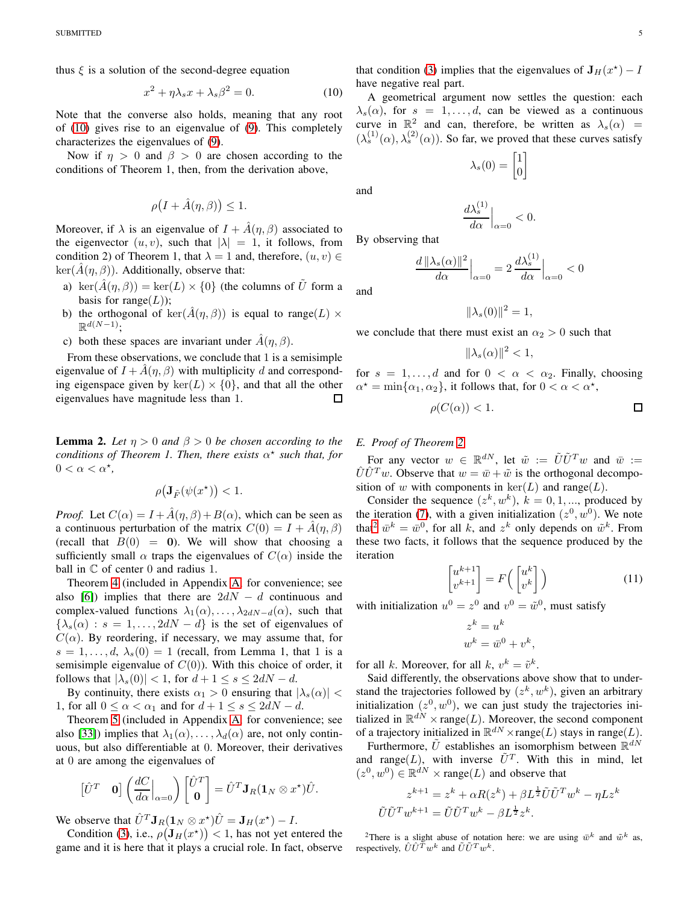thus $\xi$ is a solution of the second-degree equation

$$x^2 + \eta\lambda_s x + \lambda_s \beta^2 = 0. \tag{10}$$

Note that the converse also holds, meaning that any root of (10) gives rise to an eigenvalue of (9). This completely characterizes the eigenvalues of (9).

Now if $\eta > 0$ and $\beta > 0$ are chosen according to the conditions of Theorem 1, then, from the derivation above,

$$\rho\big(I + \hat{A}(\eta, \beta)\big) \leq 1.$$

Moreover, if $\lambda$ is an eigenvalue of $I + \hat{A}(\eta, \beta)$ associated to the eigenvector $(u, v)$, such that $|\lambda| = 1$, it follows, from condition 2) of Theorem 1, that $\lambda = 1$ and, therefore, $(u, v) \in \ker(\hat{A}(\eta, \beta))$. Additionally, observe that:

a) $\ker(\hat{A}(\eta, \beta)) = \ker(L) \times \{0\}$ (the columns of $\tilde{U}$ form a basis for $\mathrm{range}(L)$);

b) the orthogonal of $\ker(\hat{A}(\eta, \beta))$ is equal to $\mathrm{range}(L) \times \mathbb{R}^{d(N-1)}$;

c) both these spaces are invariant under $\hat{A}(\eta, \beta)$.

From these observations, we conclude that 1 is a semisimple eigenvalue of $I + \hat{A}(\eta, \beta)$ with multiplicity $d$ and corresponding eigenspace given by $\ker(L) \times \{0\}$, and that all the other eigenvalues have magnitude less than 1. □

**Lemma 2.** *Let $\eta > 0$ and $\beta > 0$ be chosen according to the conditions of Theorem 1. Then, there exists $\alpha^\star$ such that, for $0 < \alpha < \alpha^\star$,*

$$\rho\big(\mathbf{J}_{\tilde{F}}(\psi(x^\star))\big) < 1.$$

*Proof.* Let $C(\alpha) = I + \hat{A}(\eta, \beta) + B(\alpha)$, which can be seen as a continuous perturbation of the matrix $C(0) = I + \hat{A}(\eta, \beta)$ (recall that $B(0) = \mathbf{0}$). We will show that choosing a sufficiently small $\alpha$ traps the eigenvalues of $C(\alpha)$ inside the ball in $\mathbb{C}$ of center 0 and radius 1.

Theorem 4 (included in Appendix A for convenience; see also [6]) implies that there are $2dN - d$ continuous and complex-valued functions $\lambda_1(\alpha), \ldots, \lambda_{2dN-d}(\alpha)$, such that $\{\lambda_s(\alpha) : s = 1, \ldots, 2dN - d\}$ is the set of eigenvalues of $C(\alpha)$. By reordering, if necessary, we may assume that, for $s = 1, \ldots, d$, $\lambda_s(0) = 1$ (recall, from Lemma 1, that 1 is a semisimple eigenvalue of $C(0)$). With this choice of order, it follows that $|\lambda_s(0)| < 1$, for $d + 1 \leq s \leq 2dN - d$.

By continuity, there exists $\alpha_1 > 0$ ensuring that $|\lambda_s(\alpha)| < 1$, for all $0 \leq \alpha < \alpha_1$ and for $d + 1 \leq s \leq 2dN - d$.

Theorem 5 (included in Appendix A for convenience; see also [33]) implies that $\lambda_1(\alpha), \ldots, \lambda_d(\alpha)$ are, not only continuous, but also differentiable at 0. Moreover, their derivatives at 0 are among the eigenvalues of

$$\begin{bmatrix} \hat{U}^T & \mathbf{0} \end{bmatrix} \left( \frac{dC}{d\alpha}\Big|_{\alpha=0} \right) \begin{bmatrix} \hat{U}^T \\ \mathbf{0} \end{bmatrix} = \hat{U}^T \mathbf{J}_R(\mathbf{1}_N \otimes x^\star) \hat{U}.$$

We observe that $\hat{U}^T \mathbf{J}_R(\mathbf{1}_N \otimes x^\star) \hat{U} = \mathbf{J}_H(x^\star) - I$.

Condition (3), i.e., $\rho\big(\mathbf{J}_H(x^\star)\big) < 1$, has not yet entered the game and it is here that it plays a crucial role. In fact, observe that condition (3) implies that the eigenvalues of $\mathbf{J}_H(x^\star) - I$ have negative real part.

A geometrical argument now settles the question: each $\lambda_s(\alpha)$, for $s = 1, \ldots, d$, can be viewed as a continuous curve in $\mathbb{R}^2$ and can, therefore, be written as $\lambda_s(\alpha) = (\lambda_s^{(1)}(\alpha), \lambda_s^{(2)}(\alpha))$. So far, we proved that these curves satisfy

$$\lambda_s(0) = \begin{bmatrix} 1 \\ 0 \end{bmatrix}$$

and

$$\frac{d\lambda_s^{(1)}}{d\alpha}\Big|_{\alpha=0} < 0.$$

By observing that

$$\frac{d\,\|\lambda_s(\alpha)\|^2}{d\alpha}\Big|_{\alpha=0} = 2\,\frac{d\lambda_s^{(1)}}{d\alpha}\Big|_{\alpha=0} < 0$$

and

$$\|\lambda_s(0)\|^2 = 1,$$

we conclude that there must exist an $\alpha_2 > 0$ such that

$$\|\lambda_s(\alpha)\|^2 < 1,$$

for $s = 1, \ldots, d$ and for $0 < \alpha < \alpha_2$. Finally, choosing $\alpha^\star = \min\{\alpha_1, \alpha_2\}$, it follows that, for $0 < \alpha < \alpha^\star$,

$$\rho(C(\alpha)) < 1.$$

□

### E. Proof of Theorem 2

For any vector $w \in \mathbb{R}^{dN}$, let $\tilde{w} := \tilde{U}\tilde{U}^T w$ and $\bar{w} := \hat{U}\hat{U}^T w$. Observe that $w = \bar{w} + \tilde{w}$ is the orthogonal decomposition of $w$ with components in $\ker(L)$ and $\mathrm{range}(L)$.

Consider the sequence $(z^k, w^k)$, $k = 0, 1, \ldots$, produced by the iteration (7), with a given initialization $(z^0, w^0)$. We note that[2] $\bar{w}^k = \bar{w}^0$, for all $k$, and $z^k$ only depends on $\tilde{w}^k$. From these two facts, it follows that the sequence produced by the iteration

$$\begin{bmatrix} u^{k+1} \\ v^{k+1} \end{bmatrix} = F\Big( \begin{bmatrix} u^k \\ v^k \end{bmatrix} \Big) \tag{11}$$

with initialization $u^0 = z^0$ and $v^0 = \tilde{w}^0$, must satisfy

$$z^k = u^k$$
$$w^k = \bar{w}^0 + v^k,$$

for all $k$. Moreover, for all $k$, $v^k = \tilde{v}^k$.

Said differently, the observations above show that to understand the trajectories followed by $(z^k, w^k)$, given an arbitrary initialization $(z^0, w^0)$, we can just study the trajectories initialized in $\mathbb{R}^{dN} \times \mathrm{range}(L)$. Moreover, the second component of a trajectory initialized in $\mathbb{R}^{dN} \times \mathrm{range}(L)$ stays in $\mathrm{range}(L)$.

Furthermore, $\tilde{U}$ establishes an isomorphism between $\mathbb{R}^{dN}$ and $\mathrm{range}(L)$, with inverse $\tilde{U}^T$. With this in mind, let $(z^0, w^0) \in \mathbb{R}^{dN} \times \mathrm{range}(L)$ and observe that

$$z^{k+1} = z^k + \alpha R(z^k) + \beta L^{\frac{1}{2}} \tilde{U}\tilde{U}^T w^k - \eta L z^k$$
$$\tilde{U}\tilde{U}^T w^{k+1} = \tilde{U}\tilde{U}^T w^k - \beta L^{\frac{1}{2}} z^k.$$

[2] There is a slight abuse of notation here: we are using $\bar{w}^k$ and $\tilde{w}^k$ as, respectively, $\hat{U}\hat{U}^T w^k$ and $\tilde{U}\tilde{U}^T w^k$.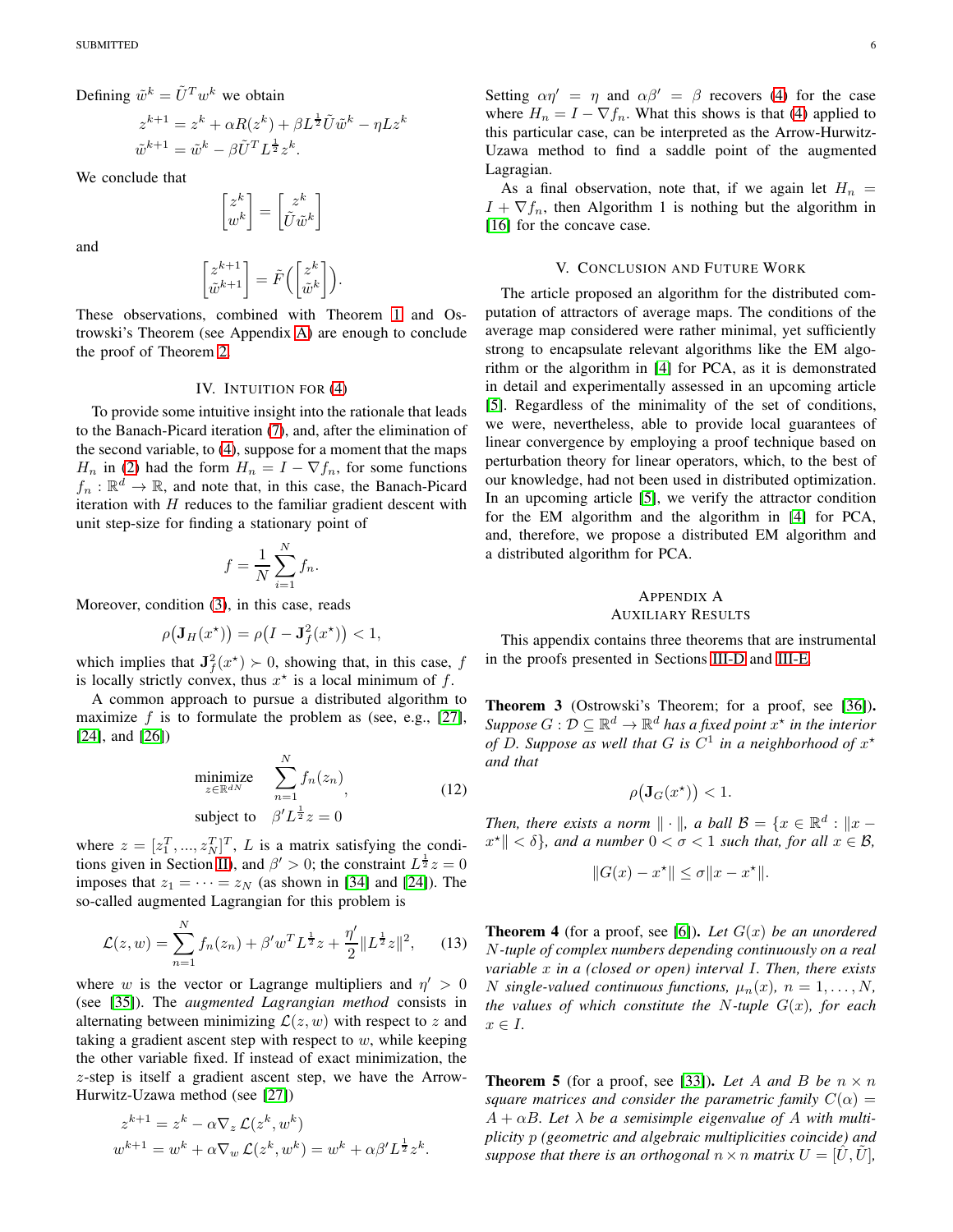Defining $\tilde{w}^k = \tilde{U}^T w^k$ we obtain

$$z^{k+1} = z^k + \alpha R(z^k) + \beta L^{\frac{1}{2}} \tilde{U} \tilde{w}^k - \eta L z^k$$
$$\tilde{w}^{k+1} = \tilde{w}^k - \beta \tilde{U}^T L^{\frac{1}{2}} z^k.$$

We conclude that

$$\begin{bmatrix} z^k \\ w^k \end{bmatrix} = \begin{bmatrix} z^k \\ \tilde{U}\tilde{w}^k \end{bmatrix}$$

and

$$\begin{bmatrix} z^{k+1} \\ \tilde{w}^{k+1} \end{bmatrix} = \tilde{F}\Big(\begin{bmatrix} z^k \\ \tilde{w}^k \end{bmatrix}\Big).$$

These observations, combined with Theorem 1 and Ostrowski's Theorem (see Appendix A) are enough to conclude the proof of Theorem 2.

## IV. Intuition for (4)

To provide some intuitive insight into the rationale that leads to the Banach-Picard iteration (7), and, after the elimination of the second variable, to (4), suppose for a moment that the maps $H_n$ in (2) had the form $H_n = I - \nabla f_n$, for some functions $f_n : \mathbb{R}^d \to \mathbb{R}$, and note that, in this case, the Banach-Picard iteration with $H$ reduces to the familiar gradient descent with unit step-size for finding a stationary point of

$$f = \frac{1}{N}\sum_{i=1}^{N} f_n.$$

Moreover, condition (3), in this case, reads

$$\rho\big(\mathbf{J}_H(x^\star)\big) = \rho\big(I - \mathbf{J}_f^2(x^\star)\big) < 1,$$

which implies that $\mathbf{J}_f^2(x^\star) \succ 0$, showing that, in this case, $f$ is locally strictly convex, thus $x^\star$ is a local minimum of $f$.

A common approach to pursue a distributed algorithm to maximize $f$ is to formulate the problem as (see, e.g., [27], [24], and [26])

$$\begin{aligned} \underset{z \in \mathbb{R}^{dN}}{\text{minimize}} \quad & \sum_{n=1}^{N} f_n(z_n) \\ \text{subject to} \quad & \beta' L^{\frac{1}{2}} z = 0 \end{aligned}, \tag{12}$$

where $z = [z_1^T, ..., z_N^T]^T$, $L$ is a matrix satisfying the conditions given in Section II, and $\beta' > 0$; the constraint $L^{\frac{1}{2}} z = 0$ imposes that $z_1 = \cdots = z_N$ (as shown in [34] and [24]). The so-called augmented Lagrangian for this problem is

$$\mathcal{L}(z, w) = \sum_{n=1}^{N} f_n(z_n) + \beta' w^T L^{\frac{1}{2}} z + \frac{\eta'}{2}\|L^{\frac{1}{2}} z\|^2, \tag{13}$$

where $w$ is the vector or Lagrange multipliers and $\eta' > 0$ (see [35]). The *augmented Lagrangian method* consists in alternating between minimizing $\mathcal{L}(z, w)$ with respect to $z$ and taking a gradient ascent step with respect to $w$, while keeping the other variable fixed. If instead of exact minimization, the $z$-step is itself a gradient ascent step, we have the Arrow-Hurwitz-Uzawa method (see [27])

$$z^{k+1} = z^k - \alpha \nabla_z \mathcal{L}(z^k, w^k)$$
$$w^{k+1} = w^k + \alpha \nabla_w \mathcal{L}(z^k, w^k) = w^k + \alpha\beta' L^{\frac{1}{2}} z^k.$$

Setting $\alpha\eta' = \eta$ and $\alpha\beta' = \beta$ recovers (4) for the case where $H_n = I - \nabla f_n$. What this shows is that (4) applied to this particular case, can be interpreted as the Arrow-Hurwitz-Uzawa method to find a saddle point of the augmented Lagrangian.

As a final observation, note that, if we again let $H_n = I + \nabla f_n$, then Algorithm 1 is nothing but the algorithm in [16] for the concave case.

## V. Conclusion and Future Work

The article proposed an algorithm for the distributed computation of attractors of average maps. The conditions of the average map considered were rather minimal, yet sufficiently strong to encapsulate relevant algorithms like the EM algorithm or the algorithm in [4] for PCA, as it is demonstrated in detail and experimentally assessed in an upcoming article [5]. Regardless of the minimality of the set of conditions, we were, nevertheless, able to provide local guarantees of linear convergence by employing a proof technique based on perturbation theory for linear operators, which, to the best of our knowledge, had not been used in distributed optimization. In an upcoming article [5], we verify the attractor condition for the EM algorithm and the algorithm in [4] for PCA, and, therefore, we propose a distributed EM algorithm and a distributed algorithm for PCA.

## Appendix A
## Auxiliary Results

This appendix contains three theorems that are instrumental in the proofs presented in Sections III-D and III-E.

**Theorem 3** (Ostrowski's Theorem; for a proof, see [36]). *Suppose $G : \mathcal{D} \subseteq \mathbb{R}^d \to \mathbb{R}^d$ has a fixed point $x^\star$ in the interior of $D$. Suppose as well that $G$ is $C^1$ in a neighborhood of $x^\star$ and that*

$$\rho\big(\mathbf{J}_G(x^\star)\big) < 1.$$

*Then, there exists a norm $\|\cdot\|$, a ball $\mathcal{B} = \{x \in \mathbb{R}^d : \|x - x^\star\| < \delta\}$, and a number $0 < \sigma < 1$ such that, for all $x \in \mathcal{B}$,*

$$\|G(x) - x^\star\| \leq \sigma\|x - x^\star\|.$$

**Theorem 4** (for a proof, see [6]). *Let $G(x)$ be an unordered $N$-tuple of complex numbers depending continuously on a real variable $x$ in a (closed or open) interval $I$. Then, there exists $N$ single-valued continuous functions, $\mu_n(x)$, $n = 1, \ldots, N$, the values of which constitute the $N$-tuple $G(x)$, for each $x \in I$.*

**Theorem 5** (for a proof, see [33]). *Let $A$ and $B$ be $n \times n$ square matrices and consider the parametric family $C(\alpha) = A + \alpha B$. Let $\lambda$ be a semisimple eigenvalue of $A$ with multiplicity $p$ (geometric and algebraic multiplicities coincide) and suppose that there is an orthogonal $n \times n$ matrix $U = [\bar{U}, \tilde{U}]$,*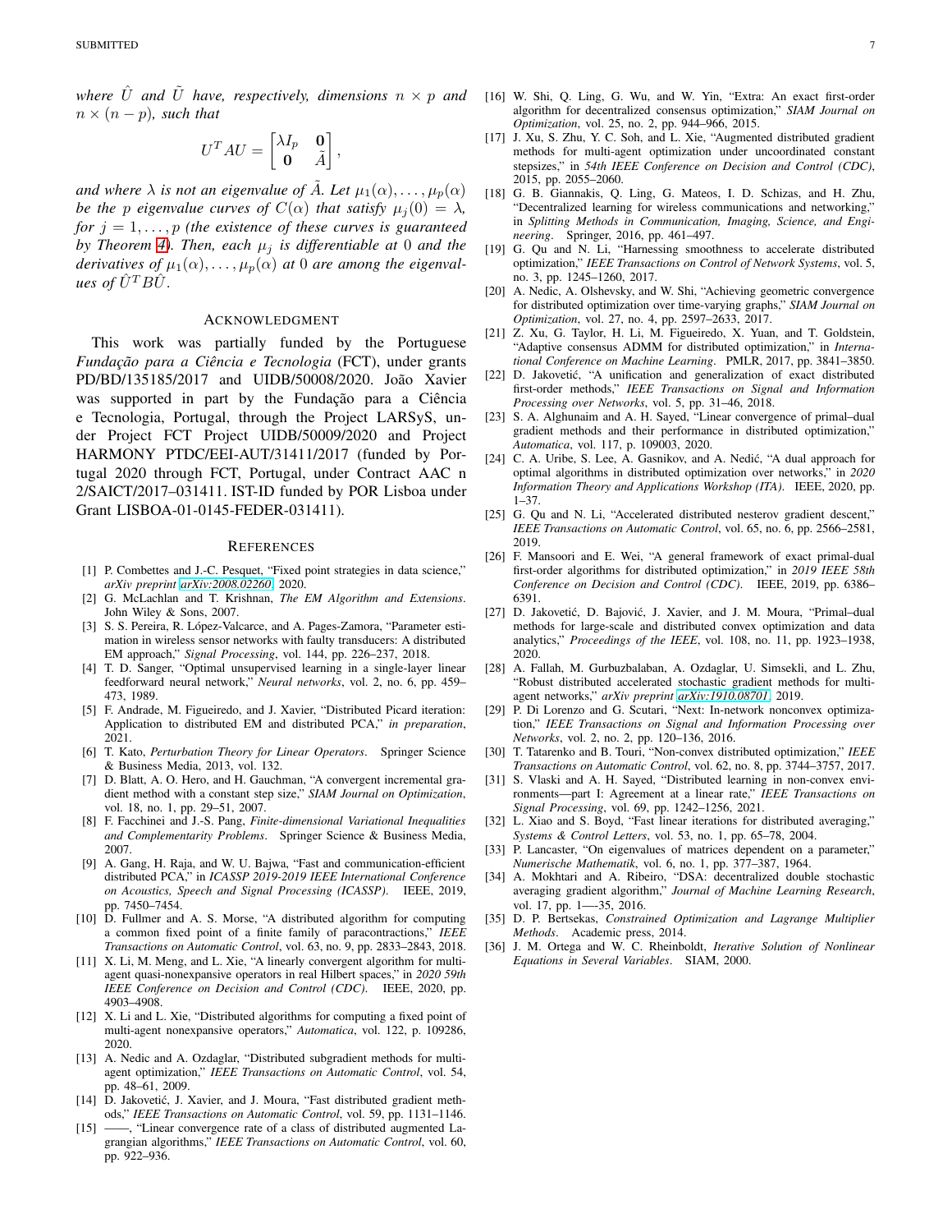*where $\hat{U}$ and $\tilde{U}$ have, respectively, dimensions $n \times p$ and $n \times (n-p)$, such that*

$$U^T A U = \begin{bmatrix} \lambda I_p & \mathbf{0} \\ \mathbf{0} & \tilde{A} \end{bmatrix},$$

*and where $\lambda$ is not an eigenvalue of $\tilde{A}$. Let $\mu_1(\alpha), \ldots, \mu_p(\alpha)$ be the $p$ eigenvalue curves of $C(\alpha)$ that satisfy $\mu_j(0) = \lambda$, for $j = 1, \ldots, p$ (the existence of these curves is guaranteed by Theorem 4). Then, each $\mu_j$ is differentiable at $0$ and the derivatives of $\mu_1(\alpha), \ldots, \mu_p(\alpha)$ at $0$ are among the eigenvalues of $\hat{U}^T B \hat{U}$.*

## Acknowledgment

This work was partially funded by the Portuguese *Fundação para a Ciência e Tecnologia* (FCT), under grants PD/BD/135185/2017 and UIDB/50008/2020. João Xavier was supported in part by the Fundação para a Ciência e Tecnologia, Portugal, through the Project LARSyS, under Project FCT Project UIDB/50009/2020 and Project HARMONY PTDC/EEI-AUT/31411/2017 (funded by Portugal 2020 through FCT, Portugal, under Contract AAC n 2/SAICT/2017–031411. IST-ID funded by POR Lisboa under Grant LISBOA-01-0145-FEDER-031411).

## References

[1] P. Combettes and J.-C. Pesquet, "Fixed point strategies in data science," *arXiv preprint arXiv:2008.02260*, 2020.

[2] G. McLachlan and T. Krishnan, *The EM Algorithm and Extensions*. John Wiley & Sons, 2007.

[3] S. S. Pereira, R. López-Valcarce, and A. Pages-Zamora, "Parameter estimation in wireless sensor networks with faulty transducers: A distributed EM approach," *Signal Processing*, vol. 144, pp. 226–237, 2018.

[4] T. D. Sanger, "Optimal unsupervised learning in a single-layer linear feedforward neural network," *Neural networks*, vol. 2, no. 6, pp. 459–473, 1989.

[5] F. Andrade, M. Figueiredo, and J. Xavier, "Distributed Picard iteration: Application to distributed EM and distributed PCA," *in preparation*, 2021.

[6] T. Kato, *Perturbation Theory for Linear Operators*. Springer Science & Business Media, 2013, vol. 132.

[7] D. Blatt, A. O. Hero, and H. Gauchman, "A convergent incremental gradient method with a constant step size," *SIAM Journal on Optimization*, vol. 18, no. 1, pp. 29–51, 2007.

[8] F. Facchinei and J.-S. Pang, *Finite-dimensional Variational Inequalities and Complementarity Problems*. Springer Science & Business Media, 2007.

[9] A. Gang, H. Raja, and W. U. Bajwa, "Fast and communication-efficient distributed PCA," in *ICASSP 2019-2019 IEEE International Conference on Acoustics, Speech and Signal Processing (ICASSP)*. IEEE, 2019, pp. 7450–7454.

[10] D. Fullmer and A. S. Morse, "A distributed algorithm for computing a common fixed point of a finite family of paracontractions," *IEEE Transactions on Automatic Control*, vol. 63, no. 9, pp. 2833–2843, 2018.

[11] X. Li, M. Meng, and L. Xie, "A linearly convergent algorithm for multi-agent quasi-nonexpansive operators in real Hilbert spaces," in *2020 59th IEEE Conference on Decision and Control (CDC)*. IEEE, 2020, pp. 4903–4908.

[12] X. Li and L. Xie, "Distributed algorithms for computing a fixed point of multi-agent nonexpansive operators," *Automatica*, vol. 122, p. 109286, 2020.

[13] A. Nedic and A. Ozdaglar, "Distributed subgradient methods for multi-agent optimization," *IEEE Transactions on Automatic Control*, vol. 54, pp. 48–61, 2009.

[14] D. Jakovetić, J. Xavier, and J. Moura, "Fast distributed gradient methods," *IEEE Transactions on Automatic Control*, vol. 59, pp. 1131–1146.

[15] ——, "Linear convergence rate of a class of distributed augmented Lagrangian algorithms," *IEEE Transactions on Automatic Control*, vol. 60, pp. 922–936.

[16] W. Shi, Q. Ling, G. Wu, and W. Yin, "Extra: An exact first-order algorithm for decentralized consensus optimization," *SIAM Journal on Optimization*, vol. 25, no. 2, pp. 944–966, 2015.

[17] J. Xu, S. Zhu, Y. C. Soh, and L. Xie, "Augmented distributed gradient methods for multi-agent optimization under uncoordinated constant stepsizes," in *54th IEEE Conference on Decision and Control (CDC)*, 2015, pp. 2055–2060.

[18] G. B. Giannakis, Q. Ling, G. Mateos, I. D. Schizas, and H. Zhu, "Decentralized learning for wireless communications and networking," in *Splitting Methods in Communication, Imaging, Science, and Engineering*. Springer, 2016, pp. 461–497.

[19] G. Qu and N. Li, "Harnessing smoothness to accelerate distributed optimization," *IEEE Transactions on Control of Network Systems*, vol. 5, no. 3, pp. 1245–1260, 2017.

[20] A. Nedic, A. Olshevsky, and W. Shi, "Achieving geometric convergence for distributed optimization over time-varying graphs," *SIAM Journal on Optimization*, vol. 27, no. 4, pp. 2597–2633, 2017.

[21] Z. Xu, G. Taylor, H. Li, M. Figueiredo, X. Yuan, and T. Goldstein, "Adaptive consensus ADMM for distributed optimization," in *International Conference on Machine Learning*. PMLR, 2017, pp. 3841–3850.

[22] D. Jakovetić, "A unification and generalization of exact distributed first-order methods," *IEEE Transactions on Signal and Information Processing over Networks*, vol. 5, pp. 31–46, 2018.

[23] S. A. Alghunaim and A. H. Sayed, "Linear convergence of primal–dual gradient methods and their performance in distributed optimization," *Automatica*, vol. 117, p. 109003, 2020.

[24] C. A. Uribe, S. Lee, A. Gasnikov, and A. Nedić, "A dual approach for optimal algorithms in distributed optimization over networks," in *2020 Information Theory and Applications Workshop (ITA)*. IEEE, 2020, pp. 1–37.

[25] G. Qu and N. Li, "Accelerated distributed nesterov gradient descent," *IEEE Transactions on Automatic Control*, vol. 65, no. 6, pp. 2566–2581, 2019.

[26] F. Mansoori and E. Wei, "A general framework of exact primal-dual first-order algorithms for distributed optimization," in *2019 IEEE 58th Conference on Decision and Control (CDC)*. IEEE, 2019, pp. 6386–6391.

[27] D. Jakovetić, D. Bajović, J. Xavier, and J. M. Moura, "Primal–dual methods for large-scale and distributed convex optimization and data analytics," *Proceedings of the IEEE*, vol. 108, no. 11, pp. 1923–1938, 2020.

[28] A. Fallah, M. Gurbuzbalaban, A. Ozdaglar, U. Simsekli, and L. Zhu, "Robust distributed accelerated stochastic gradient methods for multi-agent networks," *arXiv preprint arXiv:1910.08701*, 2019.

[29] P. Di Lorenzo and G. Scutari, "Next: In-network nonconvex optimization," *IEEE Transactions on Signal and Information Processing over Networks*, vol. 2, no. 2, pp. 120–136, 2016.

[30] T. Tatarenko and B. Touri, "Non-convex distributed optimization," *IEEE Transactions on Automatic Control*, vol. 62, no. 8, pp. 3744–3757, 2017.

[31] S. Vlaski and A. H. Sayed, "Distributed learning in non-convex environments—part I: Agreement at a linear rate," *IEEE Transactions on Signal Processing*, vol. 69, pp. 1242–1256, 2021.

[32] L. Xiao and S. Boyd, "Fast linear iterations for distributed averaging," *Systems & Control Letters*, vol. 53, no. 1, pp. 65–78, 2004.

[33] P. Lancaster, "On eigenvalues of matrices dependent on a parameter," *Numerische Mathematik*, vol. 6, no. 1, pp. 377–387, 1964.

[34] A. Mokhtari and A. Ribeiro, "DSA: decentralized double stochastic averaging gradient algorithm," *Journal of Machine Learning Research*, vol. 17, pp. 1—-35, 2016.

[35] D. P. Bertsekas, *Constrained Optimization and Lagrange Multiplier Methods*. Academic press, 2014.

[36] J. M. Ortega and W. C. Rheinboldt, *Iterative Solution of Nonlinear Equations in Several Variables*. SIAM, 2000.